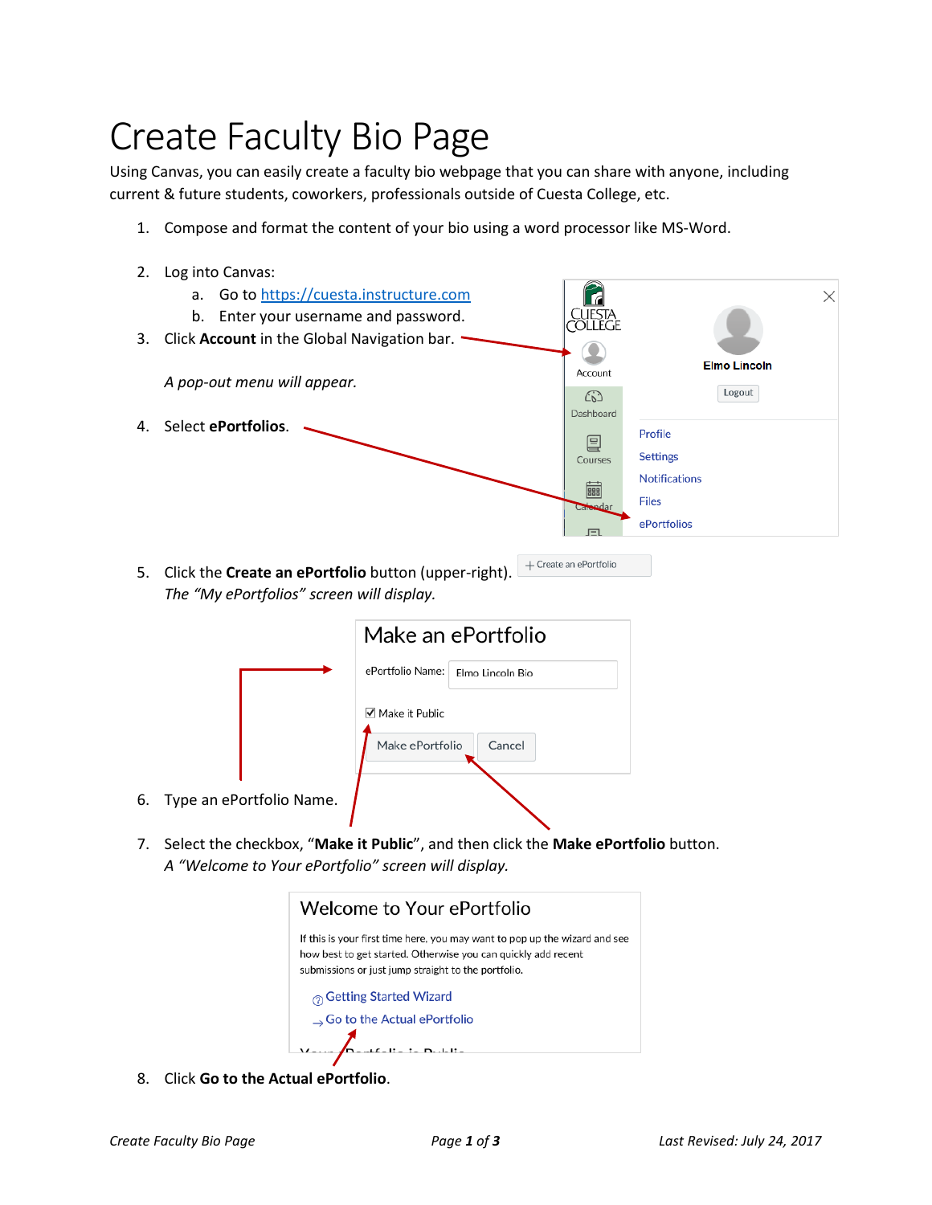# Create Faculty Bio Page

Using Canvas, you can easily create a faculty bio webpage that you can share with anyone, including current & future students, coworkers, professionals outside of Cuesta College, etc.

1. Compose and format the content of your bio using a word processor like MS-Word.

2. Log into Canvas:
   a. Go to https://cuesta.instructure.com
   b. Enter your username and password.

3. Click **Account** in the Global Navigation bar.

   *A pop-out menu will appear.*

4. Select **ePortfolios**.

5. Click the **Create an ePortfolio** button (upper-right).
   *The "My ePortfolios" screen will display.*

6. Type an ePortfolio Name.

7. Select the checkbox, "**Make it Public**", and then click the **Make ePortfolio** button.
   *A "Welcome to Your ePortfolio" screen will display.*

8. Click **Go to the Actual ePortfolio**.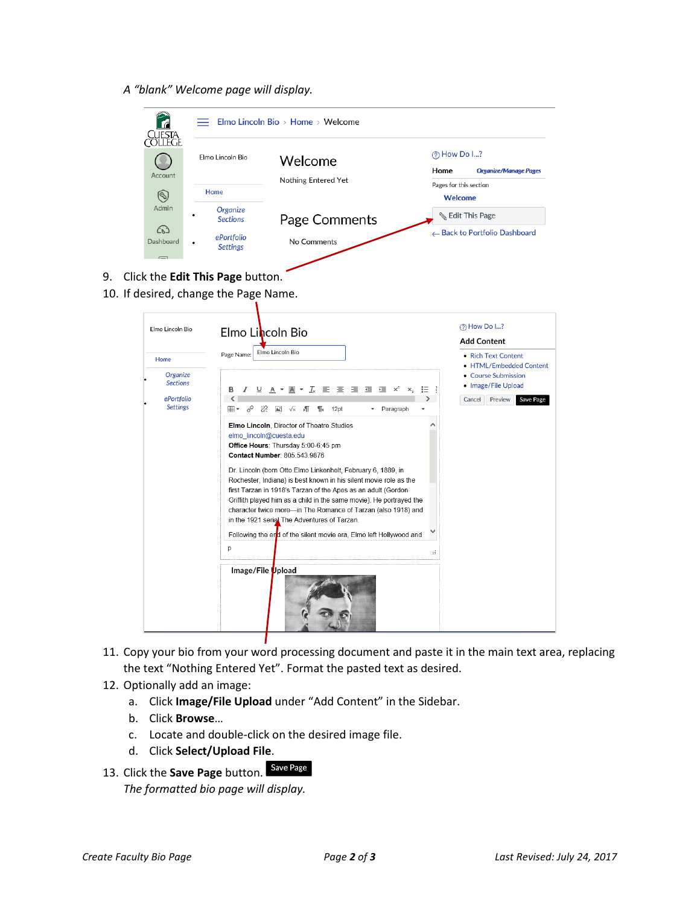*A “blank” Welcome page will display.*

9. Click the **Edit This Page** button.
10. If desired, change the Page Name.
11. Copy your bio from your word processing document and paste it in the main text area, replacing the text “Nothing Entered Yet”. Format the pasted text as desired.
12. Optionally add an image:
    a. Click **Image/File Upload** under “Add Content” in the Sidebar.
    b. Click **Browse**…
    c. Locate and double-click on the desired image file.
    d. Click **Select/Upload File**.
13. Click the **Save Page** button. Save Page

    *The formatted bio page will display.*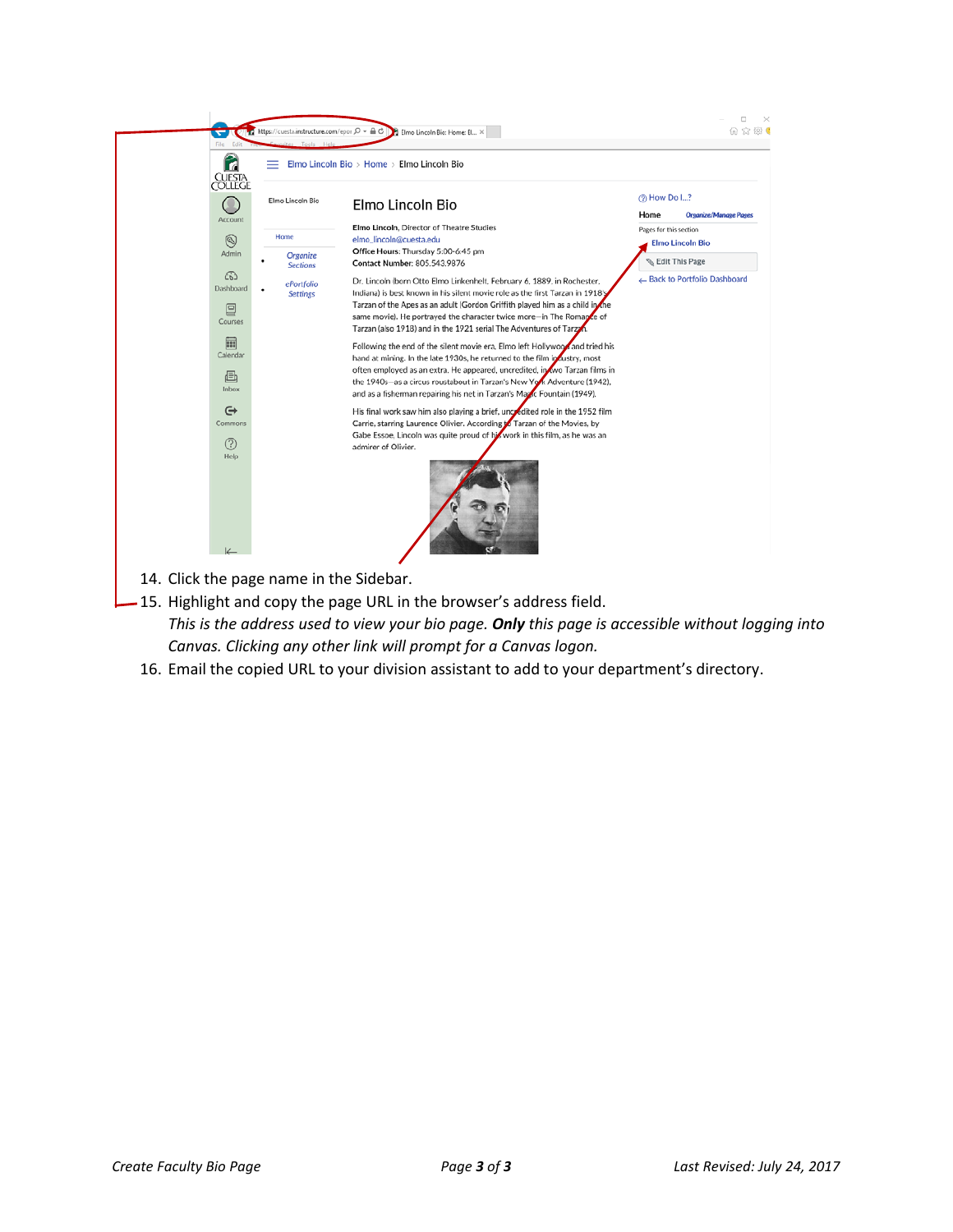14. Click the page name in the Sidebar.
15. Highlight and copy the page URL in the browser's address field.
    *This is the address used to view your bio page.* ***Only*** *this page is accessible without logging into Canvas. Clicking any other link will prompt for a Canvas logon.*
16. Email the copied URL to your division assistant to add to your department's directory.